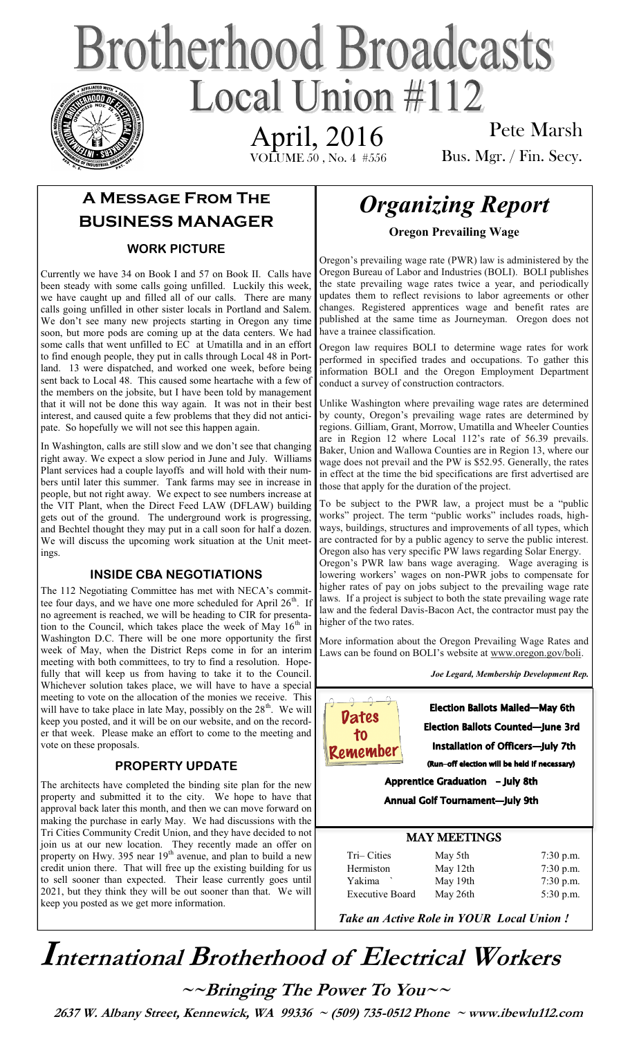# Brotherhood Broadcasts

# Local Union #112

April, 2016

VOLUME 50 , No. 4 #556

Pete Marsh

Bus. Mgr. / Fin. Secy.

## A Message From The Business Manager

### WORK PICTURE

Currently we have 34 on Book I and 57 on Book II. Calls have been steady with some calls going unfilled. Luckily this week, we have caught up and filled all of our calls. There are many calls going unfilled in other sister locals in Portland and Salem. We don't see many new projects starting in Oregon any time soon, but more pods are coming up at the data centers. We had some calls that went unfilled to EC at Umatilla and in an effort to find enough people, they put in calls through Local 48 in Portland. 13 were dispatched, and worked one week, before being sent back to Local 48. This caused some heartache with a few of the members on the jobsite, but I have been told by management that it will not be done this way again. It was not in their best interest, and caused quite a few problems that they did not anticipate. So hopefully we will not see this happen again.

In Washington, calls are still slow and we don't see that changing right away. We expect a slow period in June and July. Williams Plant services had a couple layoffs and will hold with their numbers until later this summer. Tank farms may see in increase in people, but not right away. We expect to see numbers increase at the VIT Plant, when the Direct Feed LAW (DFLAW) building gets out of the ground. The underground work is progressing, and Bechtel thought they may put in a call soon for half a dozen. We will discuss the upcoming work situation at the Unit meetings.

### INSIDE CBA NEGOTIATIONS

The 112 Negotiating Committee has met with NECA's committee four days, and we have one more scheduled for April 26th. If no agreement is reached, we will be heading to CIR for presentation to the Council, which takes place the week of May 16th in Washington D.C. There will be one more opportunity the first week of May, when the District Reps come in for an interim meeting with both committees, to try find a resolution. Hopefully that will keep us from having to take it to the Council. Whichever solution takes place, we will have to have a special meeting to vote on the allocation of the monies we receive. This will have to take place in late May, possibly on the 28th. We will keep you posted, and it will be on our website, and on the recorder that week. Please make an effort to come to the meeting and vote on these proposals.

### PROPERTY UPDATE

The architects have completed the binding site plan for the new property and submitted it to the city. We hope to have that approval back later this month, and then we can move forward on making the purchase in early May. We had discussions with the Tri Cities Community Credit Union, and they have decided to not join us at our new location. They recently made an offer on property on Hwy. 395 near 19th avenue, and plan to build a new credit union there. That will free up the existing building for us to sell sooner than expected. Their lease currently goes until 2021, but they think they will be out sooner than that. We will keep you posted as we get more information.

## *Organizing Report*

**Oregon Prevailing Wage**

Oregon's prevailing wage rate (PWR) law is administered by the Oregon Bureau of Labor and Industries (BOLI). BOLI publishes the state prevailing wage rates twice a year, and periodically updates them to reflect revisions to labor agreements or other changes. Registered apprentices wage and benefit rates are published at the same time as Journeyman. Oregon does not have a trainee classification.

Oregon law requires BOLI to determine wage rates for work performed in specified trades and occupations. To gather this information BOLI and the Oregon Employment Department conduct a survey of construction contractors.

Unlike Washington where prevailing wage rates are determined by county, Oregon's prevailing wage rates are determined by regions. Gilliam, Grant, Morrow, Umatilla and Wheeler Counties are in Region 12 where Local 112's rate of 56.39 prevails. Baker, Union and Wallowa Counties are in Region 13, where our wage does not prevail and the PW is $52.95. Generally, the rates in effect at the time the bid specifications are first advertised are those that apply for the duration of the project.

To be subject to the PWR law, a project must be a "public works" project. The term "public works" includes roads, highways, buildings, structures and improvements of all types, which are contracted for by a public agency to serve the public interest. Oregon also has very specific PW laws regarding Solar Energy. Oregon's PWR law bans wage averaging. Wage averaging is lowering workers' wages on non-PWR jobs to compensate for higher rates of pay on jobs subject to the prevailing wage rate laws. If a project is subject to both the state prevailing wage rate law and the federal Davis-Bacon Act, the contractor must pay the higher of the two rates.

More information about the Oregon Prevailing Wage Rates and Laws can be found on BOLI's website at www.oregon.gov/boli.

*Joe Legard, Membership Development Rep.*

**Dates to Remember**

**Election Ballots Mailed—May 6th**

**Election Ballots Counted—June 3rd**

**Installation of Officers—July 7th**

**(Run-off election will be held if necessary)**

**Apprentice Graduation - July 8th**

**Annual Golf Tournament—July 9th**

### MAY MEETINGS

| | | |
|---|---|---|
| Tri– Cities | May 5th | 7:30 p.m. |
| Hermiston | May 12th | 7:30 p.m. |
| Yakima | May 19th | 7:30 p.m. |
| Executive Board | May 26th | 5:30 p.m. |

***Take an Active Role in YOUR Local Union !***

# International Brotherhood of Electrical Workers

**~~Bringing The Power To You~~**

**2637 W. Albany Street, Kennewick, WA 99336 ~ (509) 735-0512 Phone ~ www.ibewlu112.com**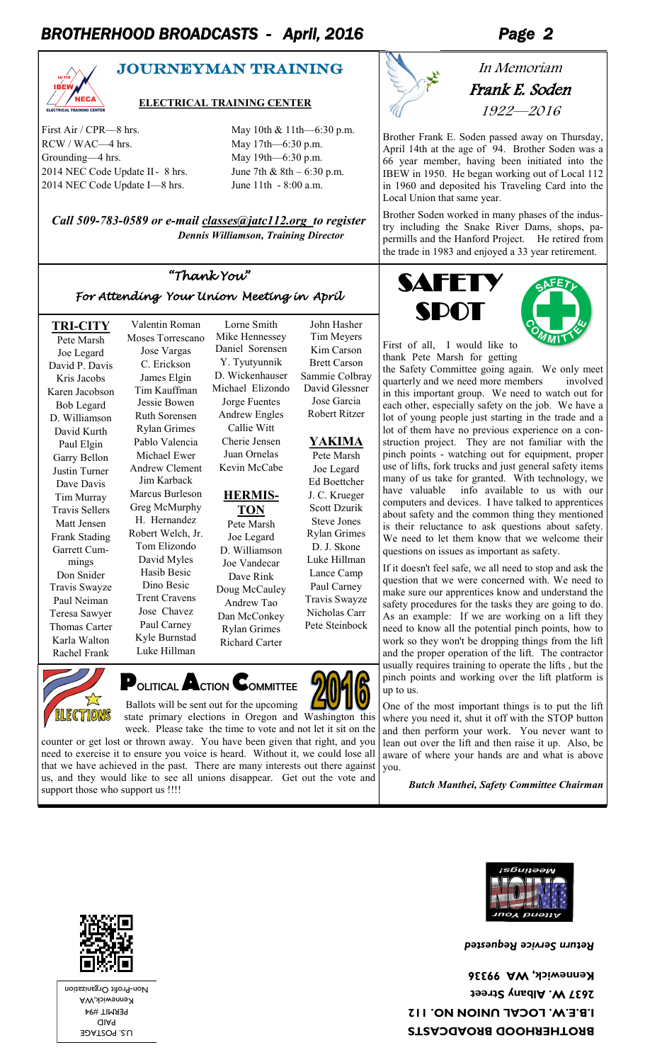## JOURNEYMAN TRAINING

### ELECTRICAL TRAINING CENTER

| | |
|---|---|
| First Air / CPR—8 hrs. | May 10th & 11th—6:30 p.m. |
| RCW / WAC—4 hrs. | May 17th—6:30 p.m. |
| Grounding—4 hrs. | May 19th—6:30 p.m. |
| 2014 NEC Code Update II - 8 hrs. | June 7th & 8th – 6:30 p.m. |
| 2014 NEC Code Update I—8 hrs. | June 11th - 8:00 a.m. |

*Call 509-783-0589 or e-mail classes@jatc112.org to register*
***Dennis Williamson, Training Director***

## In Memoriam

### Frank E. Soden

1922—2016

Brother Frank E. Soden passed away on Thursday, April 14th at the age of 94. Brother Soden was a 66 year member, having been initiated into the IBEW in 1950. He began working out of Local 112 in 1960 and deposited his Traveling Card into the Local Union that same year.

Brother Soden worked in many phases of the industry including the Snake River Dams, shops, papermills and the Hanford Project. He retired from the trade in 1983 and enjoyed a 33 year retirement.

## "Thank You"

### For Attending Your Union Meeting in April

**TRI-CITY**

Pete Marsh
Joe Legard
David P. Davis
Kris Jacobs
Karen Jacobson
Bob Legard
D. Williamson
David Kurth
Paul Elgin
Garry Bellon
Justin Turner
Dave Davis
Tim Murray
Travis Sellers
Matt Jensen
Frank Stading
Garrett Cummings
Don Snider
Travis Swayze
Paul Neiman
Teresa Sawyer
Thomas Carter
Karla Walton
Rachel Frank
Valentin Roman
Moses Torrescano
Jose Vargas
C. Erickson
James Elgin
Tim Kauffman
Jessie Bowen
Ruth Sorensen
Rylan Grimes
Pablo Valencia
Michael Ewer
Andrew Clement
Jim Karback
Marcus Burleson
Greg McMurphy
H. Hernandez
Robert Welch, Jr.
Tom Elizondo
David Myles
Hasib Besic
Dino Besic
Trent Cravens
Jose Chavez
Paul Carney
Kyle Burnstad
Luke Hillman
Lorne Smith
Mike Hennessey
Daniel Sorensen
Y. Tyutyunnik
D. Wickenhauser
Michael Elizondo
Jorge Fuentes
Andrew Engles
Callie Witt
Cherie Jensen
Juan Ornelas
Kevin McCabe
John Hasher
Tim Meyers
Kim Carson
Brett Carson
Sammie Colbray
David Glessner
Jose Garcia
Robert Ritzer

**HERMISTON**

Pete Marsh
Joe Legard
D. Williamson
Joe Vandecar
Dave Rink
Doug McCauley
Andrew Tao
Dan McConkey
Rylan Grimes
Richard Carter

**YAKIMA**

Pete Marsh
Joe Legard
Ed Boettcher
J. C. Krueger
Scott Dzurik
Steve Jones
Rylan Grimes
D. J. Skone
Luke Hillman
Lance Camp
Paul Carney
Travis Swayze
Nicholas Carr
Pete Steinbock

## SAFETY SPOT

First of all, I would like to thank Pete Marsh for getting the Safety Committee going again. We only meet quarterly and we need more members involved in this important group. We need to watch out for each other, especially safety on the job. We have a lot of young people just starting in the trade and a lot of them have no previous experience on a construction project. They are not familiar with the pinch points - watching out for equipment, proper use of lifts, fork trucks and just general safety items many of us take for granted. With technology, we have valuable info available to us with our computers and devices. I have talked to apprentices about safety and the common thing they mentioned is their reluctance to ask questions about safety. We need to let them know that we welcome their questions on issues as important as safety.

If it doesn't feel safe, we all need to stop and ask the question that we were concerned with. We need to make sure our apprentices know and understand the safety procedures for the tasks they are going to do. As an example: If we are working on a lift they need to know all the potential pinch points, how to work so they won't be dropping things from the lift and the proper operation of the lift. The contractor usually requires training to operate the lifts , but the pinch points and working over the lift platform is up to us.

One of the most important things is to put the lift where you need it, shut it off with the STOP button and then perform your work. You never want to lean out over the lift and then raise it up. Also, be aware of where your hands are and what is above you.

***Butch Manthei, Safety Committee Chairman***

## POLITICAL ACTION COMMITTEE

ELECTIONS 2016

Ballots will be sent out for the upcoming state primary elections in Oregon and Washington this week. Please take the time to vote and not let it sit on the counter or get lost or thrown away. You have been given that right, and you need to exercise it to ensure you voice is heard. Without it, we could lose all that we have achieved in the past. There are many interests out there against us, and they would like to see all unions disappear. Get out the vote and support those who support us !!!!

---

Non-Profit Organization
Kennewick,WA
PERMIT #94
PAID
U.S. POSTAGE

**BROTHERHOOD BROADCASTS**
**I.B.E.W. LOCAL UNION NO. 112**
**2637 W. Albany Street**
**Kennewick, WA 99336**

***Return Service Requested***

Attend Your UNION Meetings!